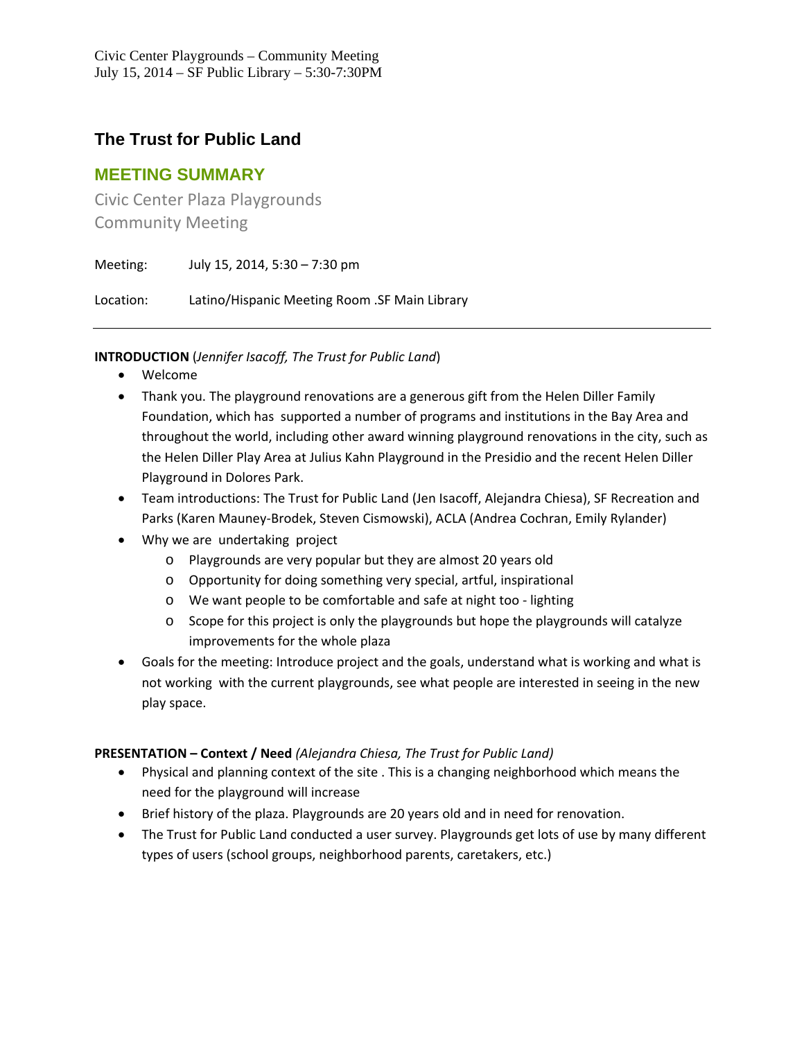Civic Center Playgrounds – Community Meeting
July 15, 2014 – SF Public Library – 5:30-7:30PM

## The Trust for Public Land

# MEETING SUMMARY

Civic Center Plaza Playgrounds
Community Meeting

Meeting: July 15, 2014, 5:30 – 7:30 pm

Location: Latino/Hispanic Meeting Room .SF Main Library

---

**INTRODUCTION** (*Jennifer Isacoff, The Trust for Public Land*)

- Welcome
- Thank you. The playground renovations are a generous gift from the Helen Diller Family Foundation, which has supported a number of programs and institutions in the Bay Area and throughout the world, including other award winning playground renovations in the city, such as the Helen Diller Play Area at Julius Kahn Playground in the Presidio and the recent Helen Diller Playground in Dolores Park.
- Team introductions: The Trust for Public Land (Jen Isacoff, Alejandra Chiesa), SF Recreation and Parks (Karen Mauney-Brodek, Steven Cismowski), ACLA (Andrea Cochran, Emily Rylander)
- Why we are undertaking project
  - Playgrounds are very popular but they are almost 20 years old
  - Opportunity for doing something very special, artful, inspirational
  - We want people to be comfortable and safe at night too - lighting
  - Scope for this project is only the playgrounds but hope the playgrounds will catalyze improvements for the whole plaza
- Goals for the meeting: Introduce project and the goals, understand what is working and what is not working with the current playgrounds, see what people are interested in seeing in the new play space.

**PRESENTATION – Context / Need** *(Alejandra Chiesa, The Trust for Public Land)*

- Physical and planning context of the site . This is a changing neighborhood which means the need for the playground will increase
- Brief history of the plaza. Playgrounds are 20 years old and in need for renovation.
- The Trust for Public Land conducted a user survey. Playgrounds get lots of use by many different types of users (school groups, neighborhood parents, caretakers, etc.)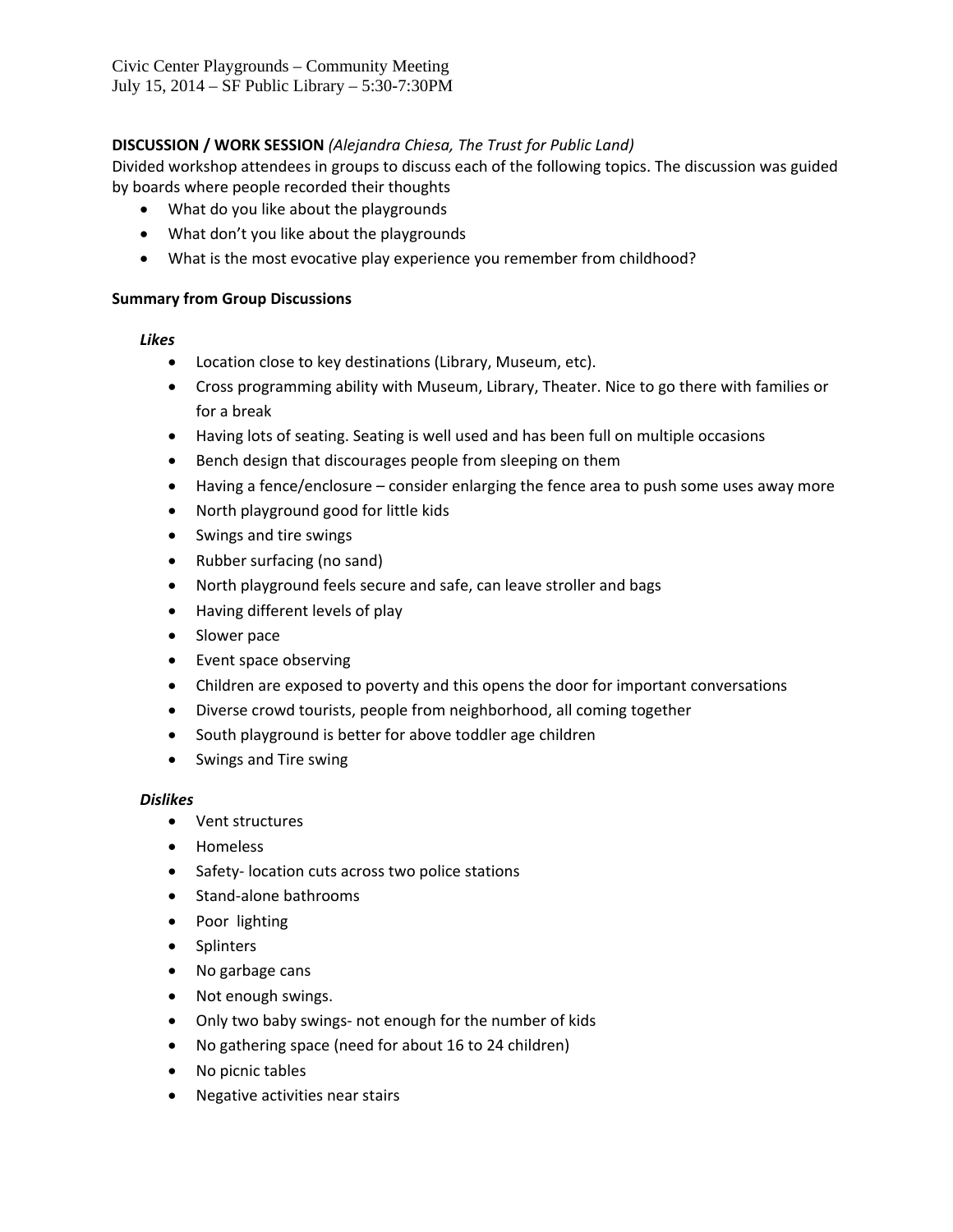Civic Center Playgrounds – Community Meeting
July 15, 2014 – SF Public Library – 5:30-7:30PM

**DISCUSSION / WORK SESSION** *(Alejandra Chiesa, The Trust for Public Land)*

Divided workshop attendees in groups to discuss each of the following topics. The discussion was guided by boards where people recorded their thoughts

- What do you like about the playgrounds
- What don't you like about the playgrounds
- What is the most evocative play experience you remember from childhood?

**Summary from Group Discussions**

***Likes***

- Location close to key destinations (Library, Museum, etc).
- Cross programming ability with Museum, Library, Theater. Nice to go there with families or for a break
- Having lots of seating. Seating is well used and has been full on multiple occasions
- Bench design that discourages people from sleeping on them
- Having a fence/enclosure – consider enlarging the fence area to push some uses away more
- North playground good for little kids
- Swings and tire swings
- Rubber surfacing (no sand)
- North playground feels secure and safe, can leave stroller and bags
- Having different levels of play
- Slower pace
- Event space observing
- Children are exposed to poverty and this opens the door for important conversations
- Diverse crowd tourists, people from neighborhood, all coming together
- South playground is better for above toddler age children
- Swings and Tire swing

***Dislikes***

- Vent structures
- Homeless
- Safety- location cuts across two police stations
- Stand-alone bathrooms
- Poor lighting
- Splinters
- No garbage cans
- Not enough swings.
- Only two baby swings- not enough for the number of kids
- No gathering space (need for about 16 to 24 children)
- No picnic tables
- Negative activities near stairs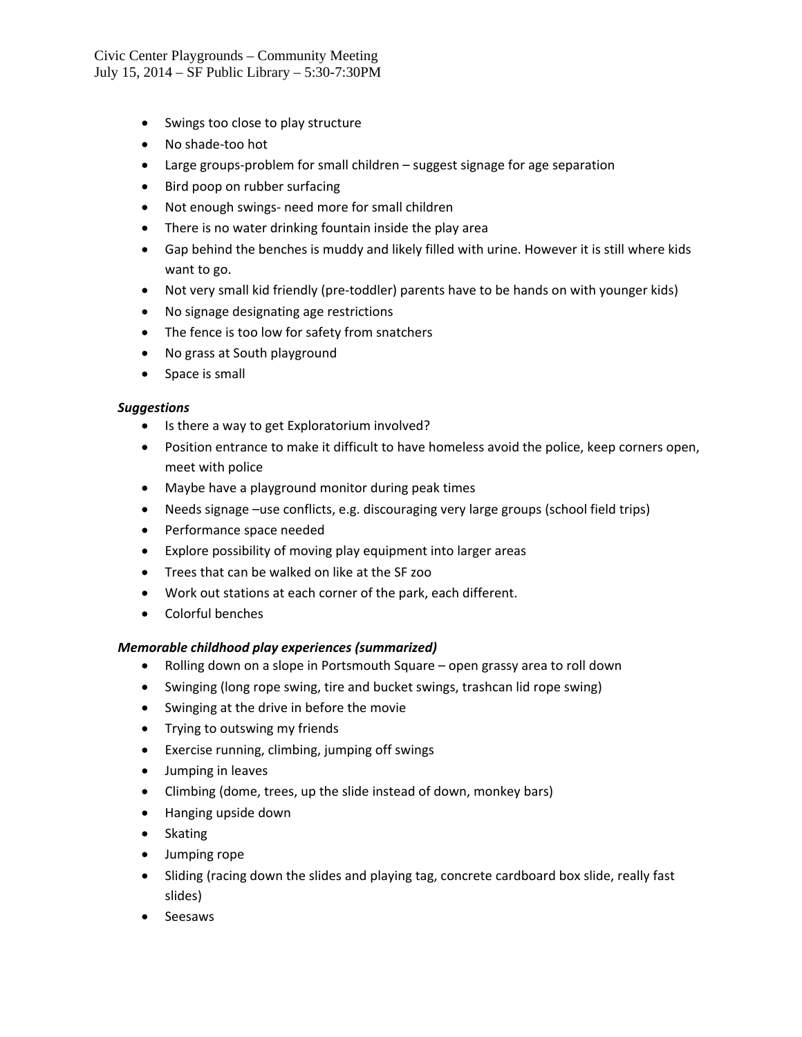- Swings too close to play structure
- No shade-too hot
- Large groups-problem for small children – suggest signage for age separation
- Bird poop on rubber surfacing
- Not enough swings- need more for small children
- There is no water drinking fountain inside the play area
- Gap behind the benches is muddy and likely filled with urine. However it is still where kids want to go.
- Not very small kid friendly (pre-toddler) parents have to be hands on with younger kids)
- No signage designating age restrictions
- The fence is too low for safety from snatchers
- No grass at South playground
- Space is small

***Suggestions***

- Is there a way to get Exploratorium involved?
- Position entrance to make it difficult to have homeless avoid the police, keep corners open, meet with police
- Maybe have a playground monitor during peak times
- Needs signage –use conflicts, e.g. discouraging very large groups (school field trips)
- Performance space needed
- Explore possibility of moving play equipment into larger areas
- Trees that can be walked on like at the SF zoo
- Work out stations at each corner of the park, each different.
- Colorful benches

***Memorable childhood play experiences (summarized)***

- Rolling down on a slope in Portsmouth Square – open grassy area to roll down
- Swinging (long rope swing, tire and bucket swings, trashcan lid rope swing)
- Swinging at the drive in before the movie
- Trying to outswing my friends
- Exercise running, climbing, jumping off swings
- Jumping in leaves
- Climbing (dome, trees, up the slide instead of down, monkey bars)
- Hanging upside down
- Skating
- Jumping rope
- Sliding (racing down the slides and playing tag, concrete cardboard box slide, really fast slides)
- Seesaws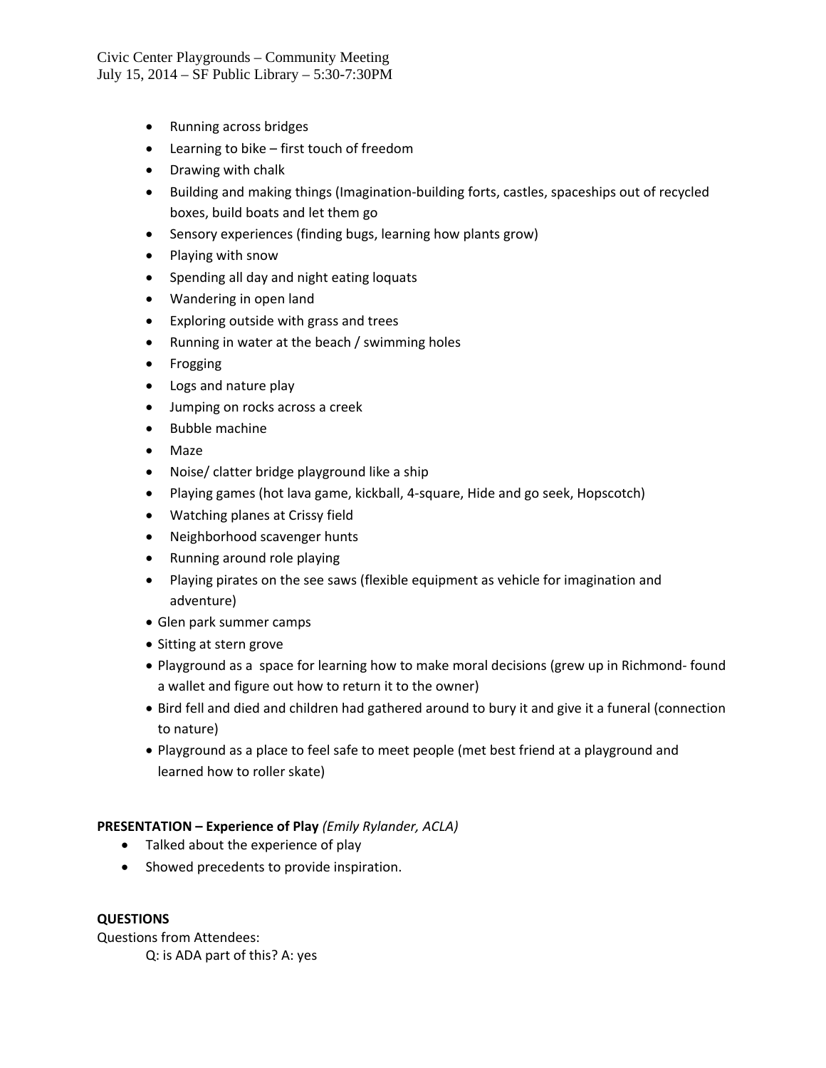- Running across bridges
- Learning to bike – first touch of freedom
- Drawing with chalk
- Building and making things (Imagination-building forts, castles, spaceships out of recycled boxes, build boats and let them go
- Sensory experiences (finding bugs, learning how plants grow)
- Playing with snow
- Spending all day and night eating loquats
- Wandering in open land
- Exploring outside with grass and trees
- Running in water at the beach / swimming holes
- Frogging
- Logs and nature play
- Jumping on rocks across a creek
- Bubble machine
- Maze
- Noise/ clatter bridge playground like a ship
- Playing games (hot lava game, kickball, 4-square, Hide and go seek, Hopscotch)
- Watching planes at Crissy field
- Neighborhood scavenger hunts
- Running around role playing
- Playing pirates on the see saws (flexible equipment as vehicle for imagination and adventure)
- Glen park summer camps
- Sitting at stern grove
- Playground as a space for learning how to make moral decisions (grew up in Richmond- found a wallet and figure out how to return it to the owner)
- Bird fell and died and children had gathered around to bury it and give it a funeral (connection to nature)
- Playground as a place to feel safe to meet people (met best friend at a playground and learned how to roller skate)

**PRESENTATION – Experience of Play** *(Emily Rylander, ACLA)*

- Talked about the experience of play
- Showed precedents to provide inspiration.

**QUESTIONS**

Questions from Attendees:

Q: is ADA part of this? A: yes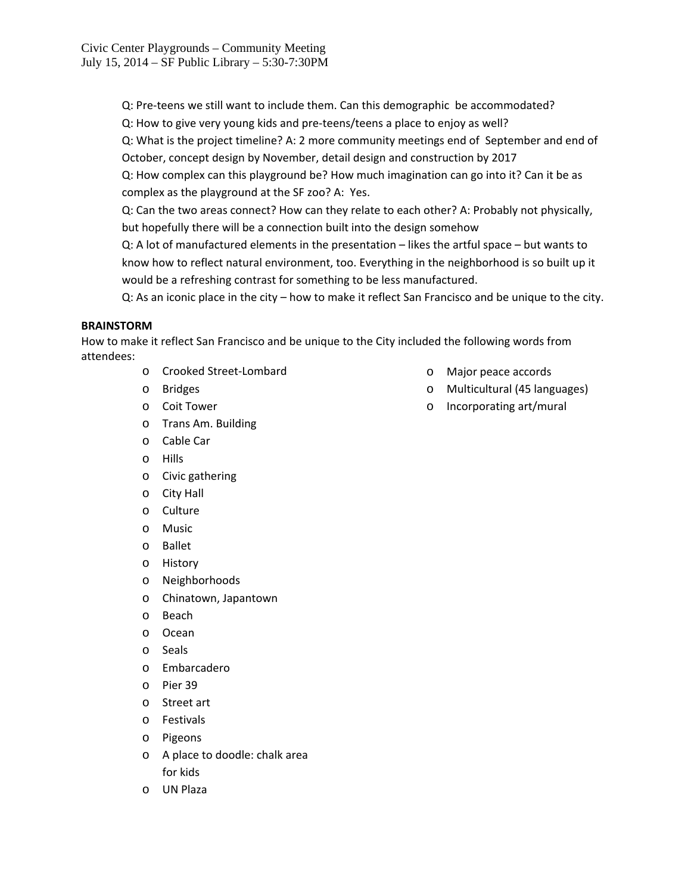Q: Pre-teens we still want to include them. Can this demographic be accommodated?

Q: How to give very young kids and pre-teens/teens a place to enjoy as well?

Q: What is the project timeline? A: 2 more community meetings end of September and end of October, concept design by November, detail design and construction by 2017

Q: How complex can this playground be? How much imagination can go into it? Can it be as complex as the playground at the SF zoo? A: Yes.

Q: Can the two areas connect? How can they relate to each other? A: Probably not physically, but hopefully there will be a connection built into the design somehow

Q: A lot of manufactured elements in the presentation – likes the artful space – but wants to know how to reflect natural environment, too. Everything in the neighborhood is so built up it would be a refreshing contrast for something to be less manufactured.

Q: As an iconic place in the city – how to make it reflect San Francisco and be unique to the city.

**BRAINSTORM**

How to make it reflect San Francisco and be unique to the City included the following words from attendees:

- Crooked Street-Lombard
- Bridges
- Coit Tower
- Trans Am. Building
- Cable Car
- Hills
- Civic gathering
- City Hall
- Culture
- Music
- Ballet
- History
- Neighborhoods
- Chinatown, Japantown
- Beach
- Ocean
- Seals
- Embarcadero
- Pier 39
- Street art
- Festivals
- Pigeons
- A place to doodle: chalk area for kids
- UN Plaza
- Major peace accords
- Multicultural (45 languages)
- Incorporating art/mural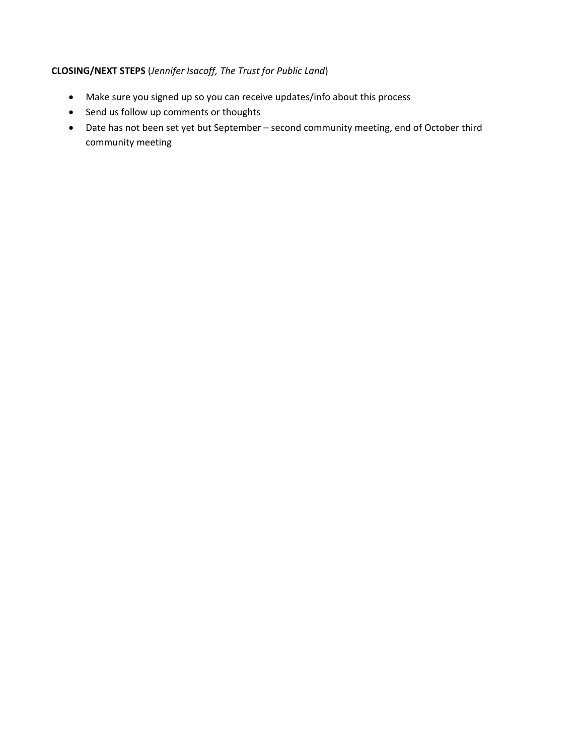**CLOSING/NEXT STEPS** (*Jennifer Isacoff, The Trust for Public Land*)

- Make sure you signed up so you can receive updates/info about this process
- Send us follow up comments or thoughts
- Date has not been set yet but September – second community meeting, end of October third community meeting